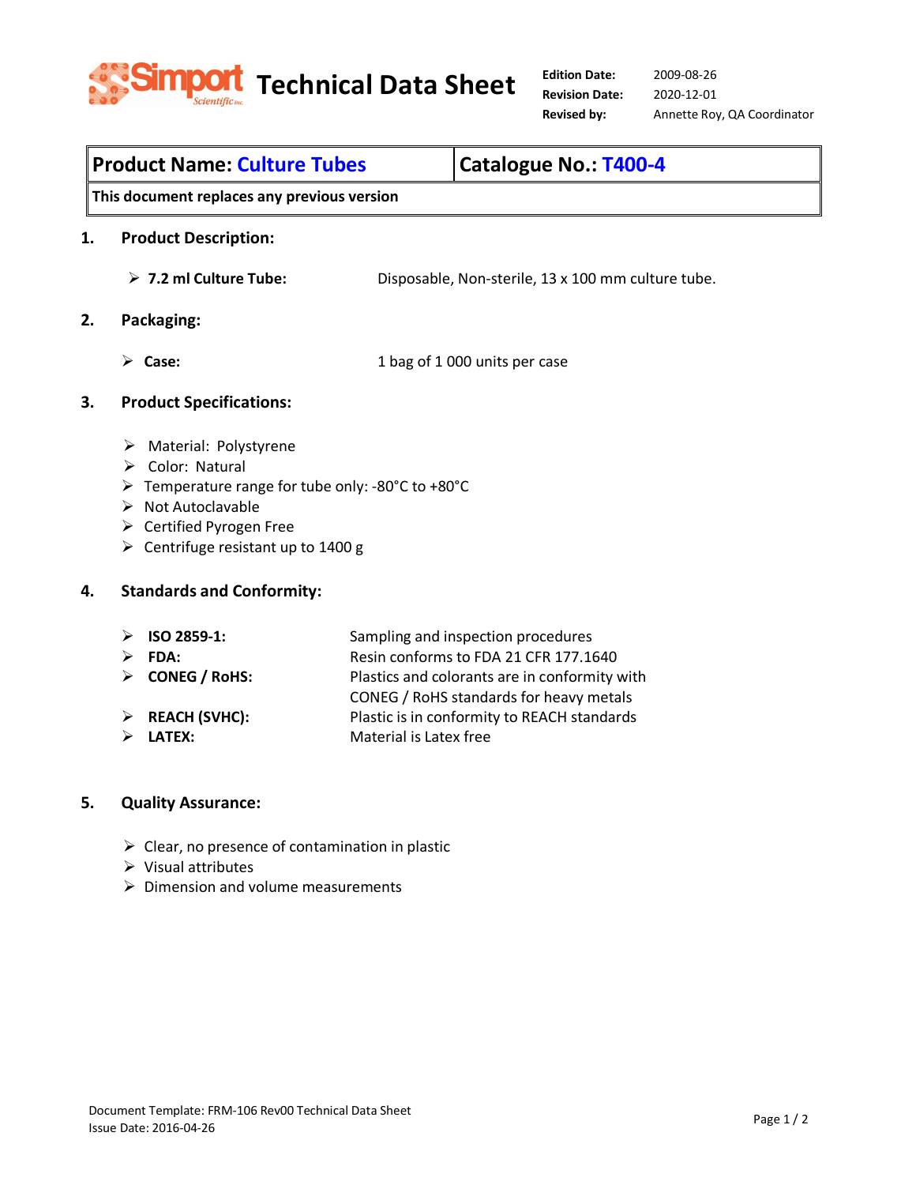# Technical Data Sheet

**Edition Date:** 2009-08-26
**Revision Date:** 2020-12-01
**Revised by:** Annette Roy, QA Coordinator

| Product Name: Culture Tubes | Catalogue No.: T400-4 |
| --- | --- |
| This document replaces any previous version | |

## 1. Product Description:

- **7.2 ml Culture Tube:** Disposable, Non-sterile, 13 x 100 mm culture tube.

## 2. Packaging:

- **Case:** 1 bag of 1 000 units per case

## 3. Product Specifications:

- Material: Polystyrene
- Color: Natural
- Temperature range for tube only: -80°C to +80°C
- Not Autoclavable
- Certified Pyrogen Free
- Centrifuge resistant up to 1400 g

## 4. Standards and Conformity:

- **ISO 2859-1:** Sampling and inspection procedures
- **FDA:** Resin conforms to FDA 21 CFR 177.1640
- **CONEG / RoHS:** Plastics and colorants are in conformity with CONEG / RoHS standards for heavy metals
- **REACH (SVHC):** Plastic is in conformity to REACH standards
- **LATEX:** Material is Latex free

## 5. Quality Assurance:

- Clear, no presence of contamination in plastic
- Visual attributes
- Dimension and volume measurements

Document Template: FRM-106 Rev00 Technical Data Sheet
Issue Date: 2016-04-26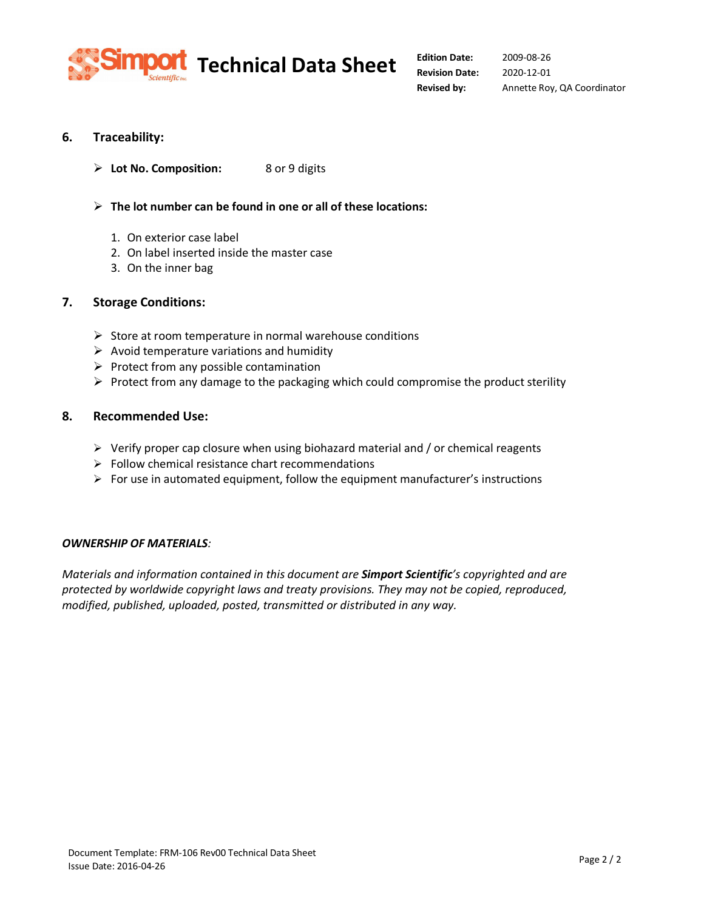## 6. Traceability:

- **Lot No. Composition:** 8 or 9 digits

- **The lot number can be found in one or all of these locations:**

  1. On exterior case label
  2. On label inserted inside the master case
  3. On the inner bag

## 7. Storage Conditions:

- Store at room temperature in normal warehouse conditions
- Avoid temperature variations and humidity
- Protect from any possible contamination
- Protect from any damage to the packaging which could compromise the product sterility

## 8. Recommended Use:

- Verify proper cap closure when using biohazard material and / or chemical reagents
- Follow chemical resistance chart recommendations
- For use in automated equipment, follow the equipment manufacturer's instructions

***OWNERSHIP OF MATERIALS***:

*Materials and information contained in this document are **Simport Scientific**'s copyrighted and are protected by worldwide copyright laws and treaty provisions. They may not be copied, reproduced, modified, published, uploaded, posted, transmitted or distributed in any way.*